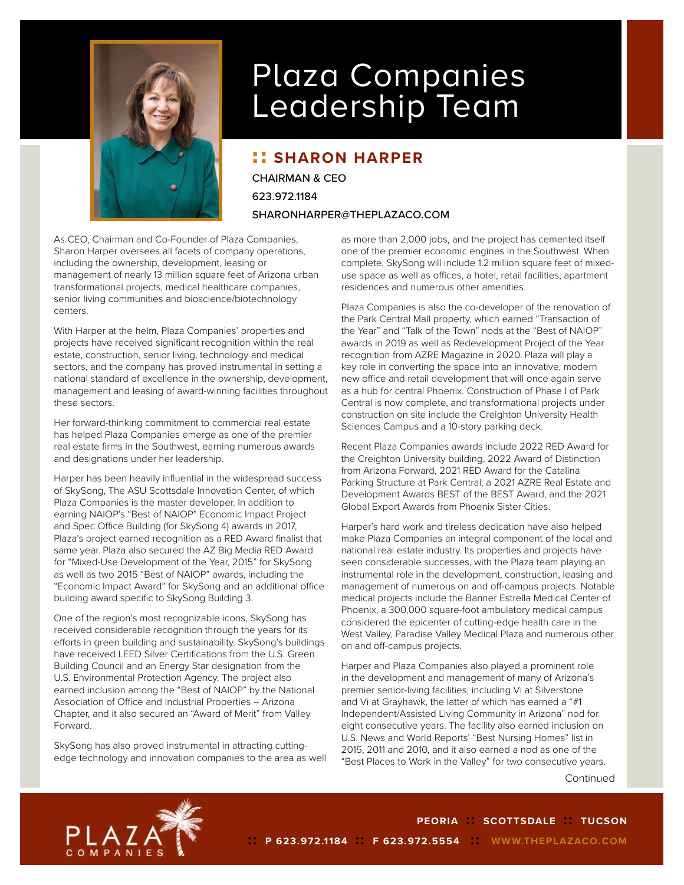# Plaza Companies Leadership Team

## :: SHARON HARPER

CHAIRMAN & CEO

623.972.1184

SHARONHARPER@THEPLAZACO.COM

As CEO, Chairman and Co-Founder of Plaza Companies, Sharon Harper oversees all facets of company operations, including the ownership, development, leasing or management of nearly 13 million square feet of Arizona urban transformational projects, medical healthcare companies, senior living communities and bioscience/biotechnology centers.

With Harper at the helm, Plaza Companies' properties and projects have received significant recognition within the real estate, construction, senior living, technology and medical sectors, and the company has proved instrumental in setting a national standard of excellence in the ownership, development, management and leasing of award-winning facilities throughout these sectors.

Her forward-thinking commitment to commercial real estate has helped Plaza Companies emerge as one of the premier real estate firms in the Southwest, earning numerous awards and designations under her leadership.

Harper has been heavily influential in the widespread success of SkySong, The ASU Scottsdale Innovation Center, of which Plaza Companies is the master developer. In addition to earning NAIOP's "Best of NAIOP" Economic Impact Project and Spec Office Building (for SkySong 4) awards in 2017, Plaza's project earned recognition as a RED Award finalist that same year. Plaza also secured the AZ Big Media RED Award for "Mixed-Use Development of the Year, 2015" for SkySong as well as two 2015 "Best of NAIOP" awards, including the "Economic Impact Award" for SkySong and an additional office building award specific to SkySong Building 3.

One of the region's most recognizable icons, SkySong has received considerable recognition through the years for its efforts in green building and sustainability. SkySong's buildings have received LEED Silver Certifications from the U.S. Green Building Council and an Energy Star designation from the U.S. Environmental Protection Agency. The project also earned inclusion among the "Best of NAIOP" by the National Association of Office and Industrial Properties – Arizona Chapter, and it also secured an "Award of Merit" from Valley Forward.

SkySong has also proved instrumental in attracting cutting-edge technology and innovation companies to the area as well as more than 2,000 jobs, and the project has cemented itself one of the premier economic engines in the Southwest. When complete, SkySong will include 1.2 million square feet of mixed-use space as well as offices, a hotel, retail facilities, apartment residences and numerous other amenities.

Plaza Companies is also the co-developer of the renovation of the Park Central Mall property, which earned "Transaction of the Year" and "Talk of the Town" nods at the "Best of NAIOP" awards in 2019 as well as Redevelopment Project of the Year recognition from AZRE Magazine in 2020. Plaza will play a key role in converting the space into an innovative, modern new office and retail development that will once again serve as a hub for central Phoenix. Construction of Phase I of Park Central is now complete, and transformational projects under construction on site include the Creighton University Health Sciences Campus and a 10-story parking deck.

Recent Plaza Companies awards include 2022 RED Award for the Creighton University building, 2022 Award of Distinction from Arizona Forward, 2021 RED Award for the Catalina Parking Structure at Park Central, a 2021 AZRE Real Estate and Development Awards BEST of the BEST Award, and the 2021 Global Export Awards from Phoenix Sister Cities.

Harper's hard work and tireless dedication have also helped make Plaza Companies an integral component of the local and national real estate industry. Its properties and projects have seen considerable successes, with the Plaza team playing an instrumental role in the development, construction, leasing and management of numerous on and off-campus projects. Notable medical projects include the Banner Estrella Medical Center of Phoenix, a 300,000 square-foot ambulatory medical campus considered the epicenter of cutting-edge health care in the West Valley, Paradise Valley Medical Plaza and numerous other on and off-campus projects.

Harper and Plaza Companies also played a prominent role in the development and management of many of Arizona's premier senior-living facilities, including Vi at Silverstone and Vi at Grayhawk, the latter of which has earned a "#1 Independent/Assisted Living Community in Arizona" nod for eight consecutive years. The facility also earned inclusion on U.S. News and World Reports' "Best Nursing Homes" list in 2015, 2011 and 2010, and it also earned a nod as one of the "Best Places to Work in the Valley" for two consecutive years.

Continued

PLAZA COMPANIES

PEORIA :: SCOTTSDALE :: TUCSON

:: P 623.972.1184 :: F 623.972.5554 :: WWW.THEPLAZACO.COM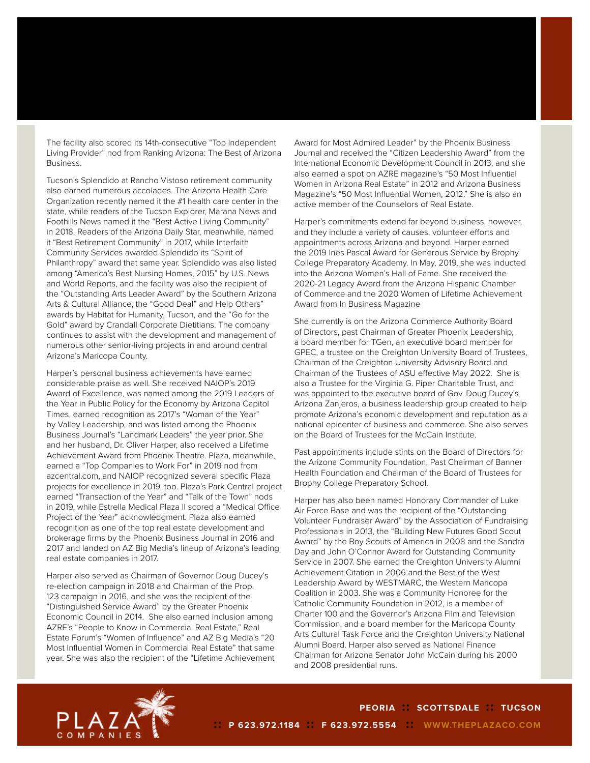The facility also scored its 14th-consecutive "Top Independent Living Provider" nod from Ranking Arizona: The Best of Arizona Business.

Tucson's Splendido at Rancho Vistoso retirement community also earned numerous accolades. The Arizona Health Care Organization recently named it the #1 health care center in the state, while readers of the Tucson Explorer, Marana News and Foothills News named it the "Best Active Living Community" in 2018. Readers of the Arizona Daily Star, meanwhile, named it "Best Retirement Community" in 2017, while Interfaith Community Services awarded Splendido its "Spirit of Philanthropy" award that same year. Splendido was also listed among "America's Best Nursing Homes, 2015" by U.S. News and World Reports, and the facility was also the recipient of the "Outstanding Arts Leader Award" by the Southern Arizona Arts & Cultural Alliance, the "Good Deal" and Help Others" awards by Habitat for Humanity, Tucson, and the "Go for the Gold" award by Crandall Corporate Dietitians. The company continues to assist with the development and management of numerous other senior-living projects in and around central Arizona's Maricopa County.

Harper's personal business achievements have earned considerable praise as well. She received NAIOP's 2019 Award of Excellence, was named among the 2019 Leaders of the Year in Public Policy for the Economy by Arizona Capitol Times, earned recognition as 2017's "Woman of the Year" by Valley Leadership, and was listed among the Phoenix Business Journal's "Landmark Leaders" the year prior. She and her husband, Dr. Oliver Harper, also received a Lifetime Achievement Award from Phoenix Theatre. Plaza, meanwhile, earned a "Top Companies to Work For" in 2019 nod from azcentral.com, and NAIOP recognized several specific Plaza projects for excellence in 2019, too. Plaza's Park Central project earned "Transaction of the Year" and "Talk of the Town" nods in 2019, while Estrella Medical Plaza II scored a "Medical Office Project of the Year" acknowledgment. Plaza also earned recognition as one of the top real estate development and brokerage firms by the Phoenix Business Journal in 2016 and 2017 and landed on AZ Big Media's lineup of Arizona's leading real estate companies in 2017.

Harper also served as Chairman of Governor Doug Ducey's re-election campaign in 2018 and Chairman of the Prop. 123 campaign in 2016, and she was the recipient of the "Distinguished Service Award" by the Greater Phoenix Economic Council in 2014. She also earned inclusion among AZRE's "People to Know in Commercial Real Estate," Real Estate Forum's "Women of Influence" and AZ Big Media's "20 Most Influential Women in Commercial Real Estate" that same year. She was also the recipient of the "Lifetime Achievement Award for Most Admired Leader" by the Phoenix Business Journal and received the "Citizen Leadership Award" from the International Economic Development Council in 2013, and she also earned a spot on AZRE magazine's "50 Most Influential Women in Arizona Real Estate" in 2012 and Arizona Business Magazine's "50 Most Influential Women, 2012." She is also an active member of the Counselors of Real Estate.

Harper's commitments extend far beyond business, however, and they include a variety of causes, volunteer efforts and appointments across Arizona and beyond. Harper earned the 2019 Inés Pascal Award for Generous Service by Brophy College Preparatory Academy. In May, 2019, she was inducted into the Arizona Women's Hall of Fame. She received the 2020-21 Legacy Award from the Arizona Hispanic Chamber of Commerce and the 2020 Women of Lifetime Achievement Award from In Business Magazine

She currently is on the Arizona Commerce Authority Board of Directors, past Chairman of Greater Phoenix Leadership, a board member for TGen, an executive board member for GPEC, a trustee on the Creighton University Board of Trustees, Chairman of the Creighton University Advisory Board and Chairman of the Trustees of ASU effective May 2022. She is also a Trustee for the Virginia G. Piper Charitable Trust, and was appointed to the executive board of Gov. Doug Ducey's Arizona Zanjeros, a business leadership group created to help promote Arizona's economic development and reputation as a national epicenter of business and commerce. She also serves on the Board of Trustees for the McCain Institute.

Past appointments include stints on the Board of Directors for the Arizona Community Foundation, Past Chairman of Banner Health Foundation and Chairman of the Board of Trustees for Brophy College Preparatory School.

Harper has also been named Honorary Commander of Luke Air Force Base and was the recipient of the "Outstanding Volunteer Fundraiser Award" by the Association of Fundraising Professionals in 2013, the "Building New Futures Good Scout Award" by the Boy Scouts of America in 2008 and the Sandra Day and John O'Connor Award for Outstanding Community Service in 2007. She earned the Creighton University Alumni Achievement Citation in 2006 and the Best of the West Leadership Award by WESTMARC, the Western Maricopa Coalition in 2003. She was a Community Honoree for the Catholic Community Foundation in 2012, is a member of Charter 100 and the Governor's Arizona Film and Television Commission, and a board member for the Maricopa County Arts Cultural Task Force and the Creighton University National Alumni Board. Harper also served as National Finance Chairman for Arizona Senator John McCain during his 2000 and 2008 presidential runs.

PLAZA COMPANIES

PEORIA :: SCOTTSDALE :: TUCSON

:: P 623.972.1184 :: F 623.972.5554 :: WWW.THEPLAZACO.COM